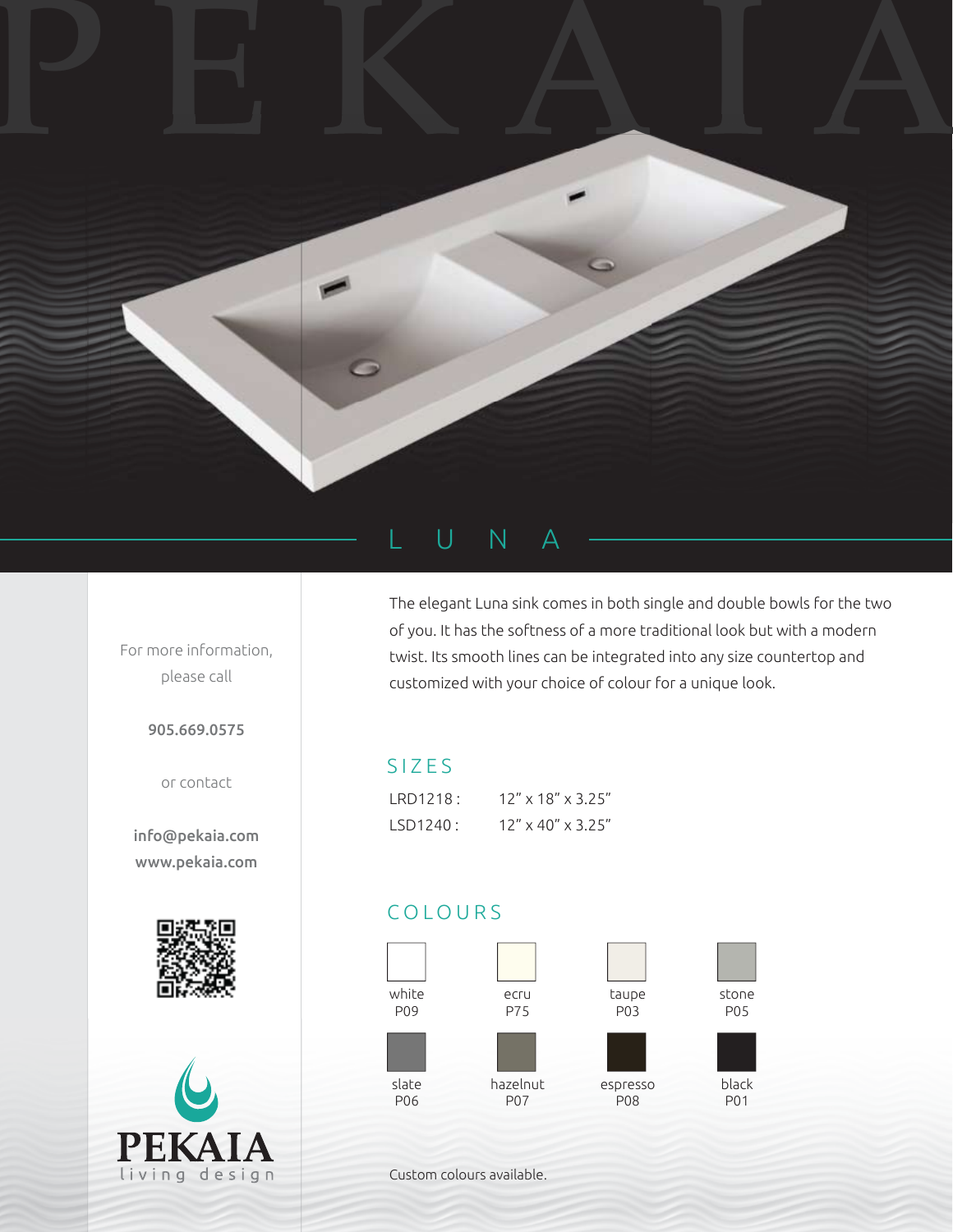# PEKAIA

## L U N A

The elegant Luna sink comes in both single and double bowls for the two of you. It has the softness of a more traditional look but with a modern twist. Its smooth lines can be integrated into any size countertop and customized with your choice of colour for a unique look.

### SIZES

LRD1218 : 12" x 18" x 3.25"

LSD1240 : 12" x 40" x 3.25"

### COLOURS

| | | | |
|---|---|---|---|
| white P09 | ecru P75 | taupe P03 | stone P05 |
| slate P06 | hazelnut P07 | espresso P08 | black P01 |

Custom colours available.

For more information, please call

**905.669.0575**

or contact

**info@pekaia.com**
**www.pekaia.com**

PEKAIA
living design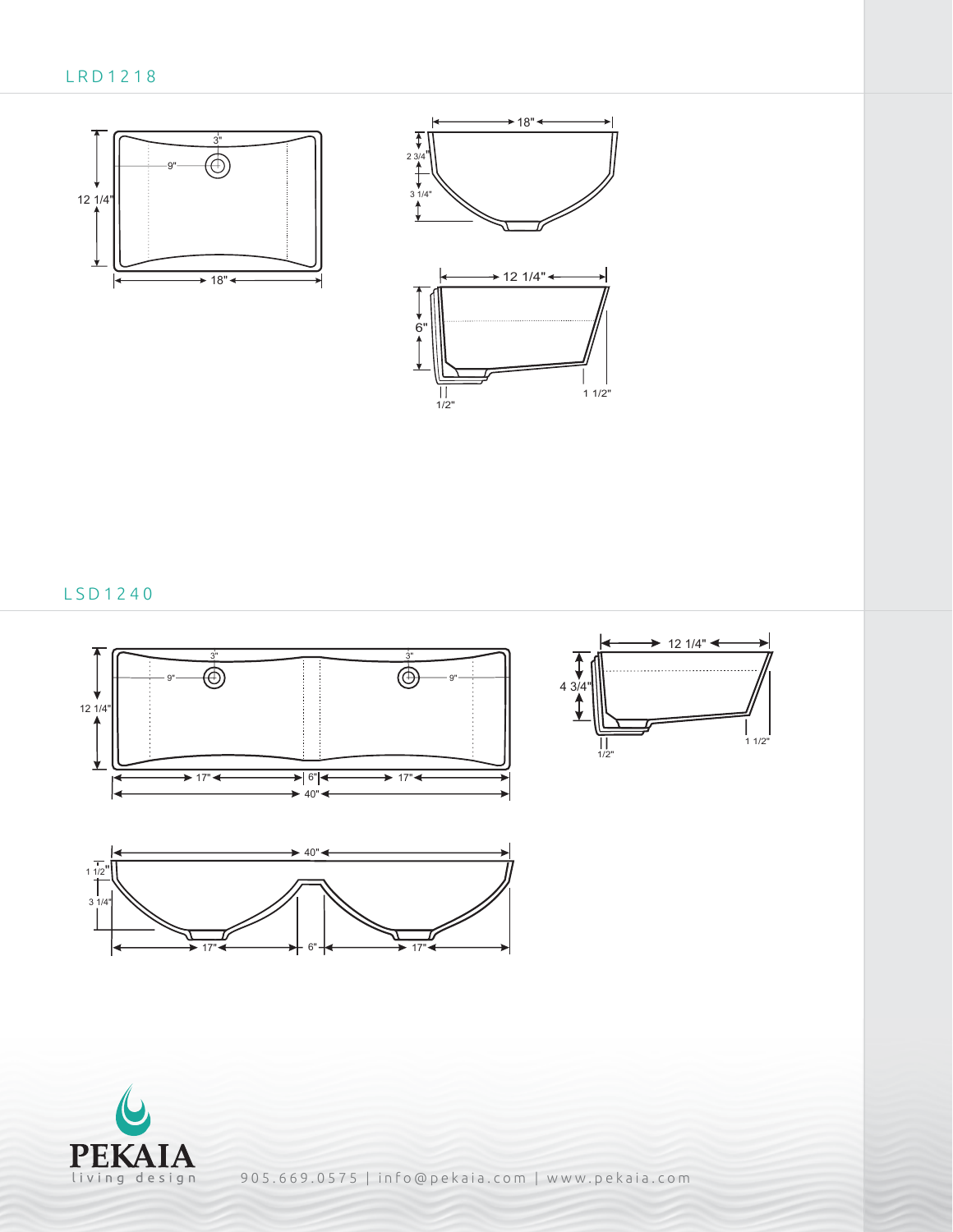## LRD1218

3"
9"
12 1/4"
18"

18"
2 3/4"
3 1/4"

12 1/4"
6"
1/2"
1 1/2"

## LSD1240

3"
3"
9"
9"
12 1/4"
17"
6"
17"
40"

12 1/4"
4 3/4"
1/2"
1 1/2"

40"
1 1/2"
3 1/4"
17"
6"
17"

PEKAIA
living design

905.669.0575 | info@pekaia.com | www.pekaia.com